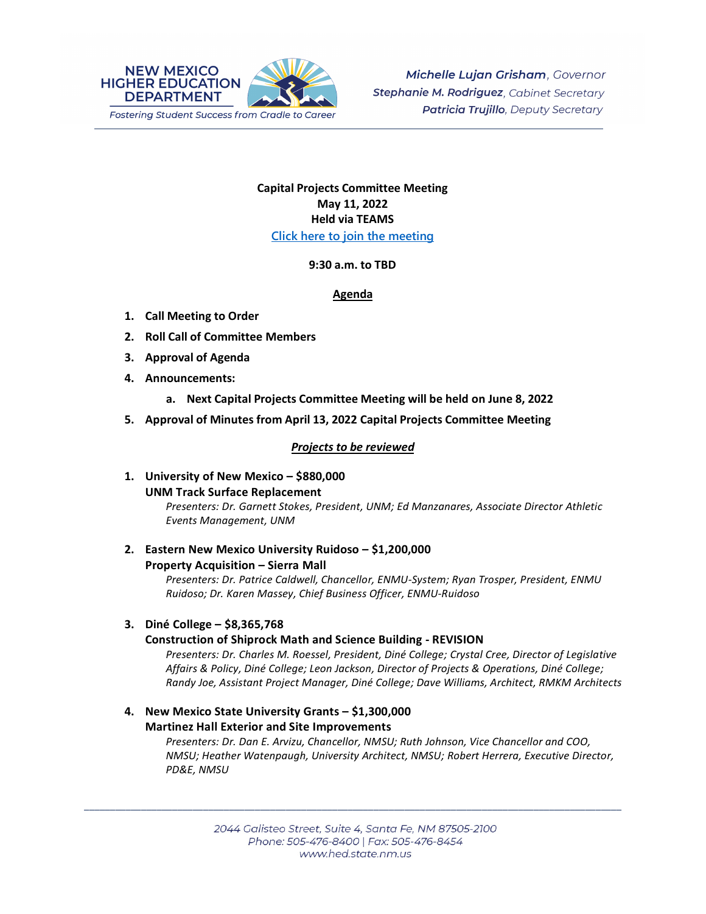NEW MEXICO HIGHER EDUCATION DEPARTMENT

*Fostering Student Success from Cradle to Career*

***Michelle Lujan Grisham**, Governor*
***Stephanie M. Rodriguez**, Cabinet Secretary*
***Patricia Trujillo**, Deputy Secretary*

**Capital Projects Committee Meeting**
**May 11, 2022**
**Held via TEAMS**
[Click here to join the meeting]

**9:30 a.m. to TBD**

## Agenda

1. **Call Meeting to Order**
2. **Roll Call of Committee Members**
3. **Approval of Agenda**
4. **Announcements:**
   a. **Next Capital Projects Committee Meeting will be held on June 8, 2022**
5. **Approval of Minutes from April 13, 2022 Capital Projects Committee Meeting**

***Projects to be reviewed***

1. **University of New Mexico – $880,000**
   **UNM Track Surface Replacement**
   *Presenters: Dr. Garnett Stokes, President, UNM; Ed Manzanares, Associate Director Athletic Events Management, UNM*

2. **Eastern New Mexico University Ruidoso – $1,200,000**
   **Property Acquisition – Sierra Mall**
   *Presenters: Dr. Patrice Caldwell, Chancellor, ENMU-System; Ryan Trosper, President, ENMU Ruidoso; Dr. Karen Massey, Chief Business Officer, ENMU-Ruidoso*

3. **Diné College – $8,365,768**
   **Construction of Shiprock Math and Science Building - REVISION**
   *Presenters: Dr. Charles M. Roessel, President, Diné College; Crystal Cree, Director of Legislative Affairs & Policy, Diné College; Leon Jackson, Director of Projects & Operations, Diné College; Randy Joe, Assistant Project Manager, Diné College; Dave Williams, Architect, RMKM Architects*

4. **New Mexico State University Grants – $1,300,000**
   **Martinez Hall Exterior and Site Improvements**
   *Presenters: Dr. Dan E. Arvizu, Chancellor, NMSU; Ruth Johnson, Vice Chancellor and COO, NMSU; Heather Watenpaugh, University Architect, NMSU; Robert Herrera, Executive Director, PD&E, NMSU*

2044 Galisteo Street, Suite 4, Santa Fe, NM 87505-2100
Phone: 505-476-8400 | Fax: 505-476-8454
www.hed.state.nm.us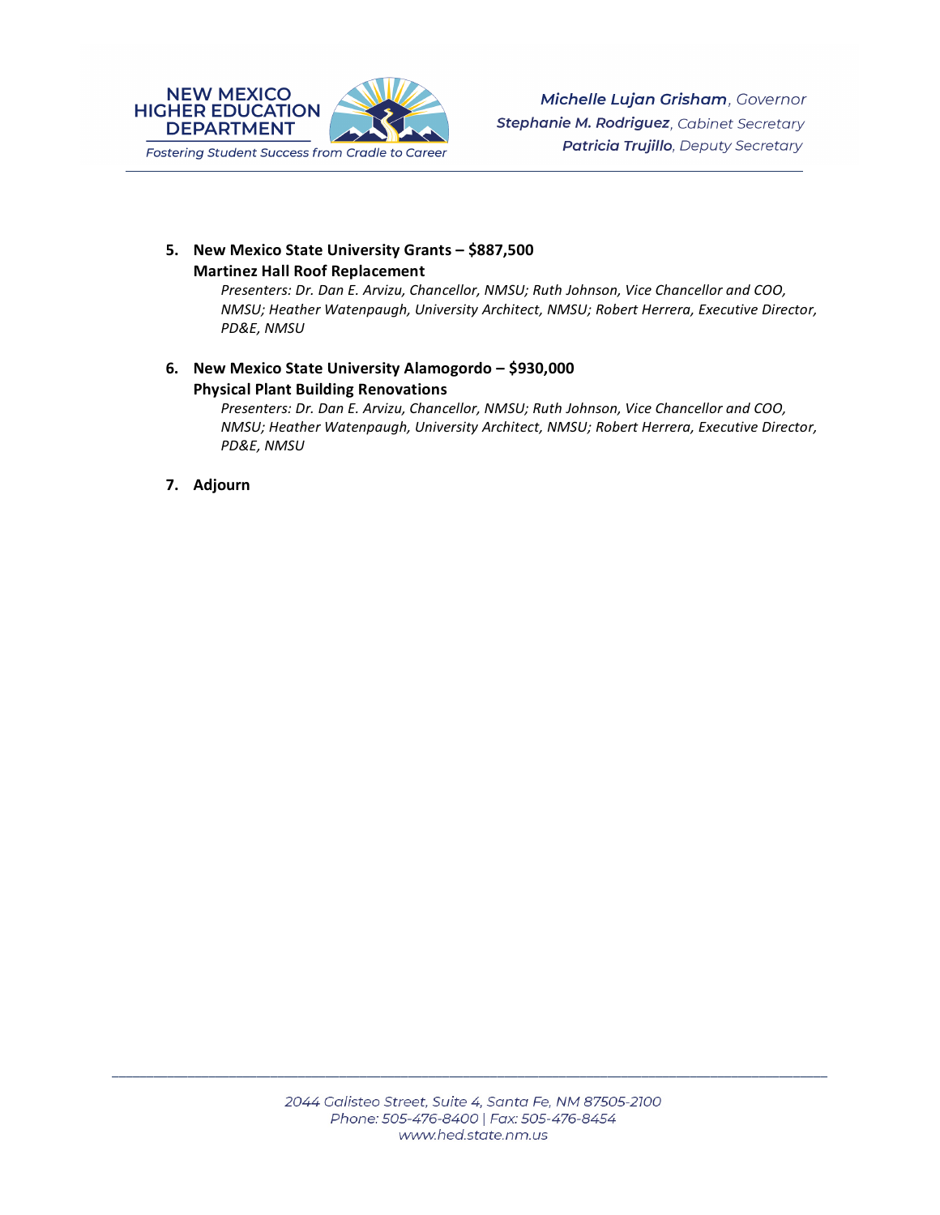5. **New Mexico State University Grants – $887,500**
   **Martinez Hall Roof Replacement**
   *Presenters: Dr. Dan E. Arvizu, Chancellor, NMSU; Ruth Johnson, Vice Chancellor and COO, NMSU; Heather Watenpaugh, University Architect, NMSU; Robert Herrera, Executive Director, PD&E, NMSU*

6. **New Mexico State University Alamogordo – $930,000**
   **Physical Plant Building Renovations**
   *Presenters: Dr. Dan E. Arvizu, Chancellor, NMSU; Ruth Johnson, Vice Chancellor and COO, NMSU; Heather Watenpaugh, University Architect, NMSU; Robert Herrera, Executive Director, PD&E, NMSU*

7. **Adjourn**